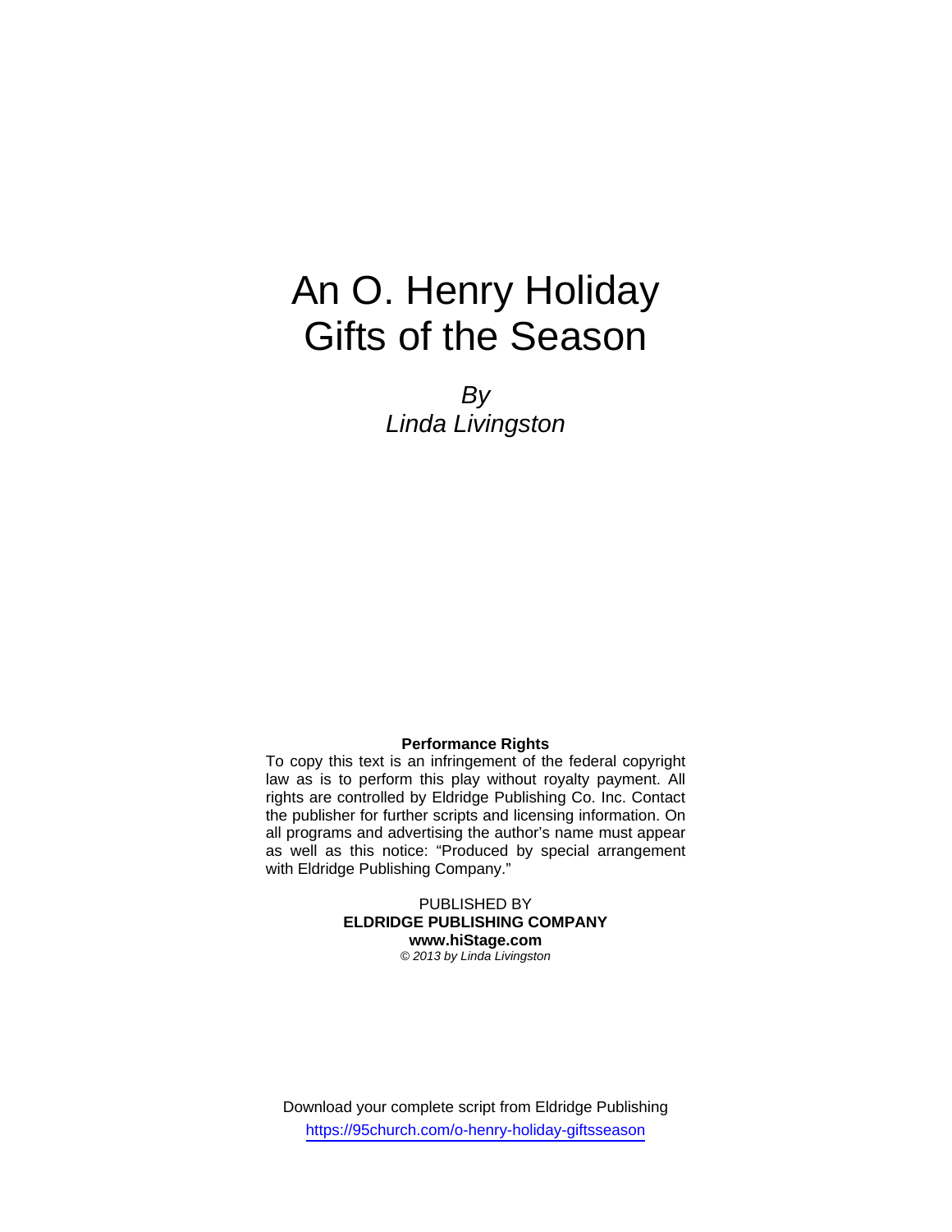# An O. Henry Holiday
# Gifts of the Season

*By*
*Linda Livingston*

**Performance Rights**

To copy this text is an infringement of the federal copyright law as is to perform this play without royalty payment. All rights are controlled by Eldridge Publishing Co. Inc. Contact the publisher for further scripts and licensing information. On all programs and advertising the author's name must appear as well as this notice: "Produced by special arrangement with Eldridge Publishing Company."

PUBLISHED BY
**ELDRIDGE PUBLISHING COMPANY**
**www.hiStage.com**
*© 2013 by Linda Livingston*

Download your complete script from Eldridge Publishing
https://95church.com/o-henry-holiday-giftsseason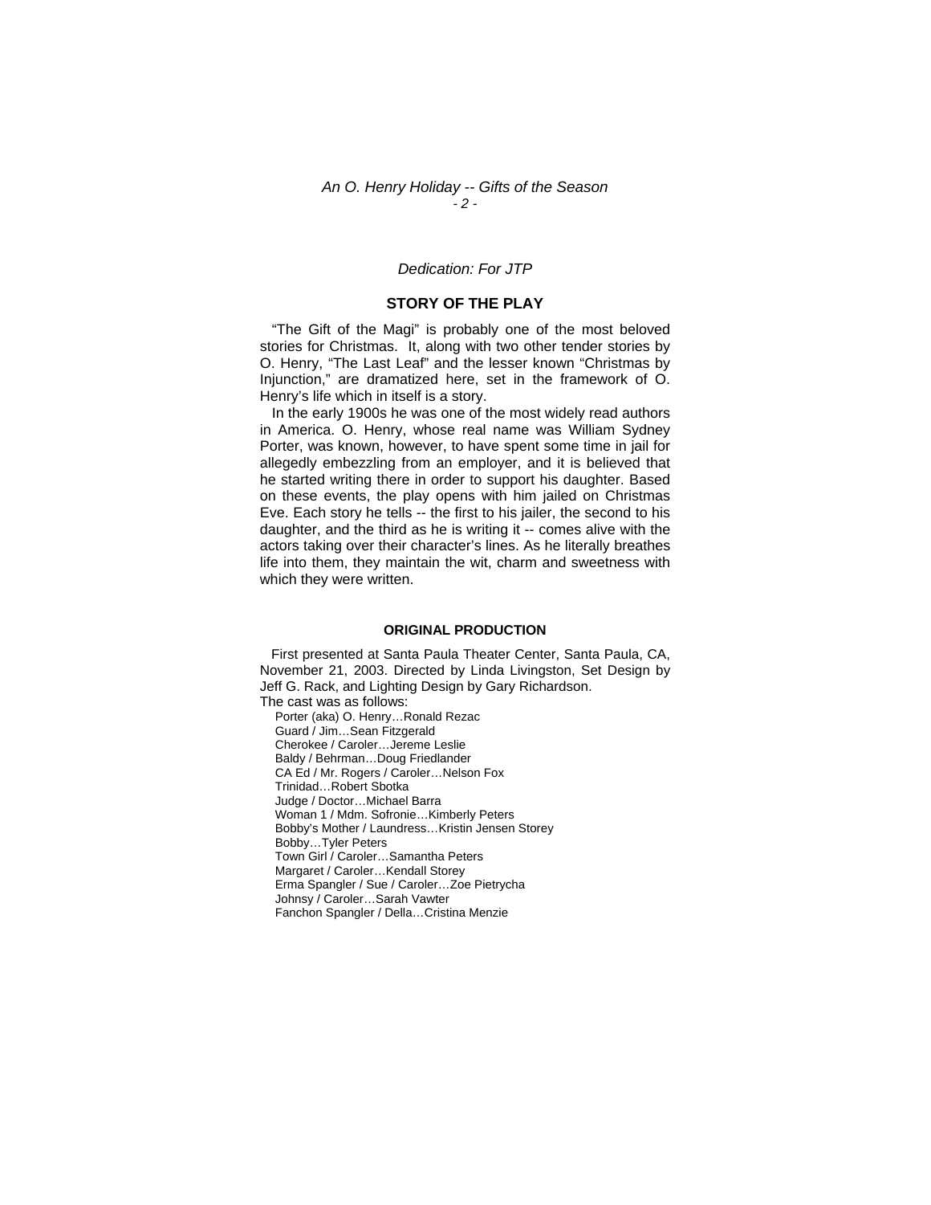*Dedication: For JTP*

## STORY OF THE PLAY

"The Gift of the Magi" is probably one of the most beloved stories for Christmas. It, along with two other tender stories by O. Henry, "The Last Leaf" and the lesser known "Christmas by Injunction," are dramatized here, set in the framework of O. Henry's life which in itself is a story.

In the early 1900s he was one of the most widely read authors in America. O. Henry, whose real name was William Sydney Porter, was known, however, to have spent some time in jail for allegedly embezzling from an employer, and it is believed that he started writing there in order to support his daughter. Based on these events, the play opens with him jailed on Christmas Eve. Each story he tells -- the first to his jailer, the second to his daughter, and the third as he is writing it -- comes alive with the actors taking over their character's lines. As he literally breathes life into them, they maintain the wit, charm and sweetness with which they were written.

### ORIGINAL PRODUCTION

First presented at Santa Paula Theater Center, Santa Paula, CA, November 21, 2003. Directed by Linda Livingston, Set Design by Jeff G. Rack, and Lighting Design by Gary Richardson.

The cast was as follows:

Porter (aka) O. Henry…Ronald Rezac
Guard / Jim…Sean Fitzgerald
Cherokee / Caroler…Jereme Leslie
Baldy / Behrman…Doug Friedlander
CA Ed / Mr. Rogers / Caroler…Nelson Fox
Trinidad…Robert Sbotka
Judge / Doctor…Michael Barra
Woman 1 / Mdm. Sofronie…Kimberly Peters
Bobby's Mother / Laundress…Kristin Jensen Storey
Bobby…Tyler Peters
Town Girl / Caroler…Samantha Peters
Margaret / Caroler…Kendall Storey
Erma Spangler / Sue / Caroler…Zoe Pietrycha
Johnsy / Caroler…Sarah Vawter
Fanchon Spangler / Della…Cristina Menzie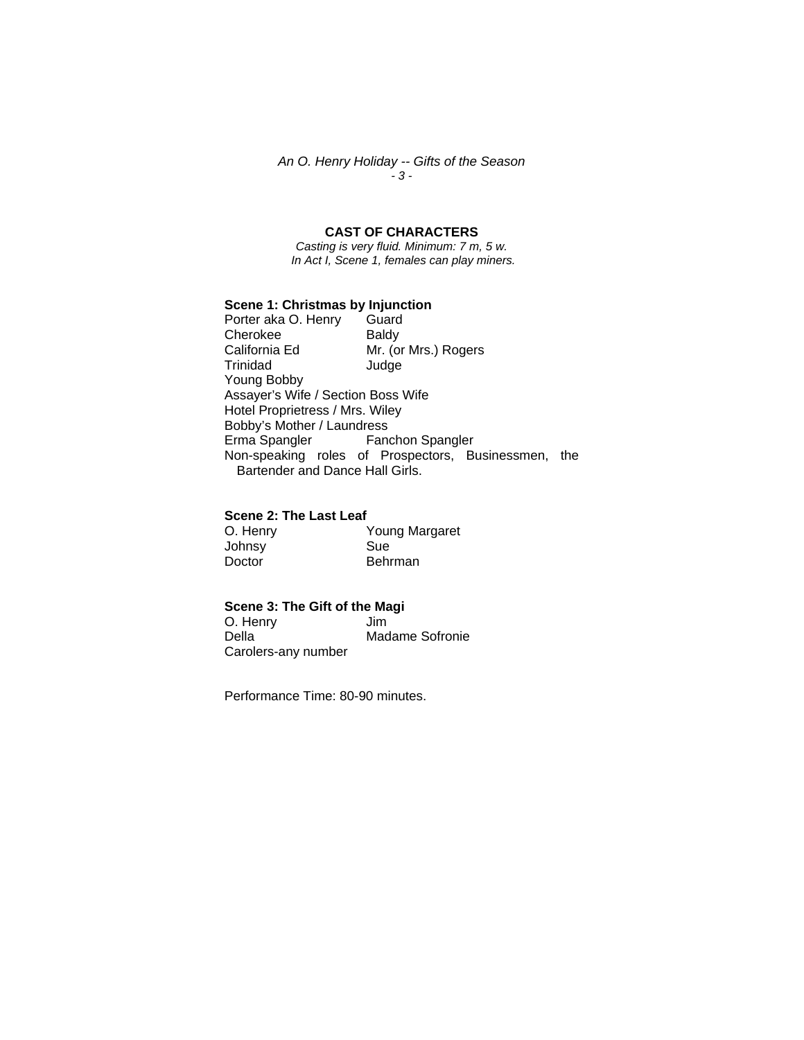## CAST OF CHARACTERS

*Casting is very fluid. Minimum: 7 m, 5 w.*
*In Act I, Scene 1, females can play miners.*

### Scene 1: Christmas by Injunction

| | |
|---|---|
| Porter aka O. Henry | Guard |
| Cherokee | Baldy |
| California Ed | Mr. (or Mrs.) Rogers |
| Trinidad | Judge |

Young Bobby
Assayer's Wife / Section Boss Wife
Hotel Proprietress / Mrs. Wiley
Bobby's Mother / Laundress

| | |
|---|---|
| Erma Spangler | Fanchon Spangler |

Non-speaking roles of Prospectors, Businessmen, the Bartender and Dance Hall Girls.

### Scene 2: The Last Leaf

| | |
|---|---|
| O. Henry | Young Margaret |
| Johnsy | Sue |
| Doctor | Behrman |

### Scene 3: The Gift of the Magi

| | |
|---|---|
| O. Henry | Jim |
| Della | Madame Sofronie |

Carolers-any number

Performance Time: 80-90 minutes.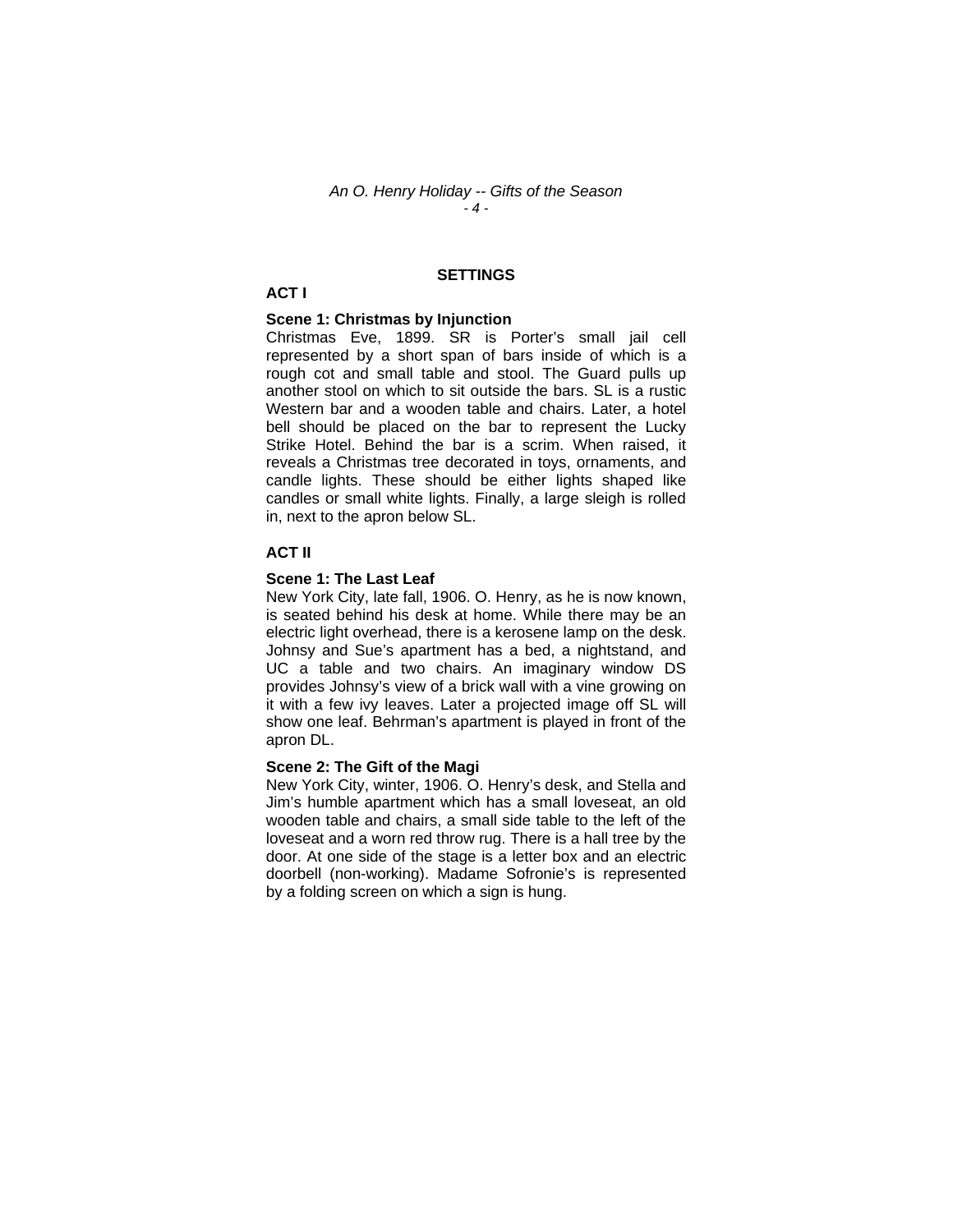## SETTINGS

### ACT I

**Scene 1: Christmas by Injunction**

Christmas Eve, 1899. SR is Porter's small jail cell represented by a short span of bars inside of which is a rough cot and small table and stool. The Guard pulls up another stool on which to sit outside the bars. SL is a rustic Western bar and a wooden table and chairs. Later, a hotel bell should be placed on the bar to represent the Lucky Strike Hotel. Behind the bar is a scrim. When raised, it reveals a Christmas tree decorated in toys, ornaments, and candle lights. These should be either lights shaped like candles or small white lights. Finally, a large sleigh is rolled in, next to the apron below SL.

### ACT II

**Scene 1: The Last Leaf**

New York City, late fall, 1906. O. Henry, as he is now known, is seated behind his desk at home. While there may be an electric light overhead, there is a kerosene lamp on the desk. Johnsy and Sue's apartment has a bed, a nightstand, and UC a table and two chairs. An imaginary window DS provides Johnsy's view of a brick wall with a vine growing on it with a few ivy leaves. Later a projected image off SL will show one leaf. Behrman's apartment is played in front of the apron DL.

**Scene 2: The Gift of the Magi**

New York City, winter, 1906. O. Henry's desk, and Stella and Jim's humble apartment which has a small loveseat, an old wooden table and chairs, a small side table to the left of the loveseat and a worn red throw rug. There is a hall tree by the door. At one side of the stage is a letter box and an electric doorbell (non-working). Madame Sofronie's is represented by a folding screen on which a sign is hung.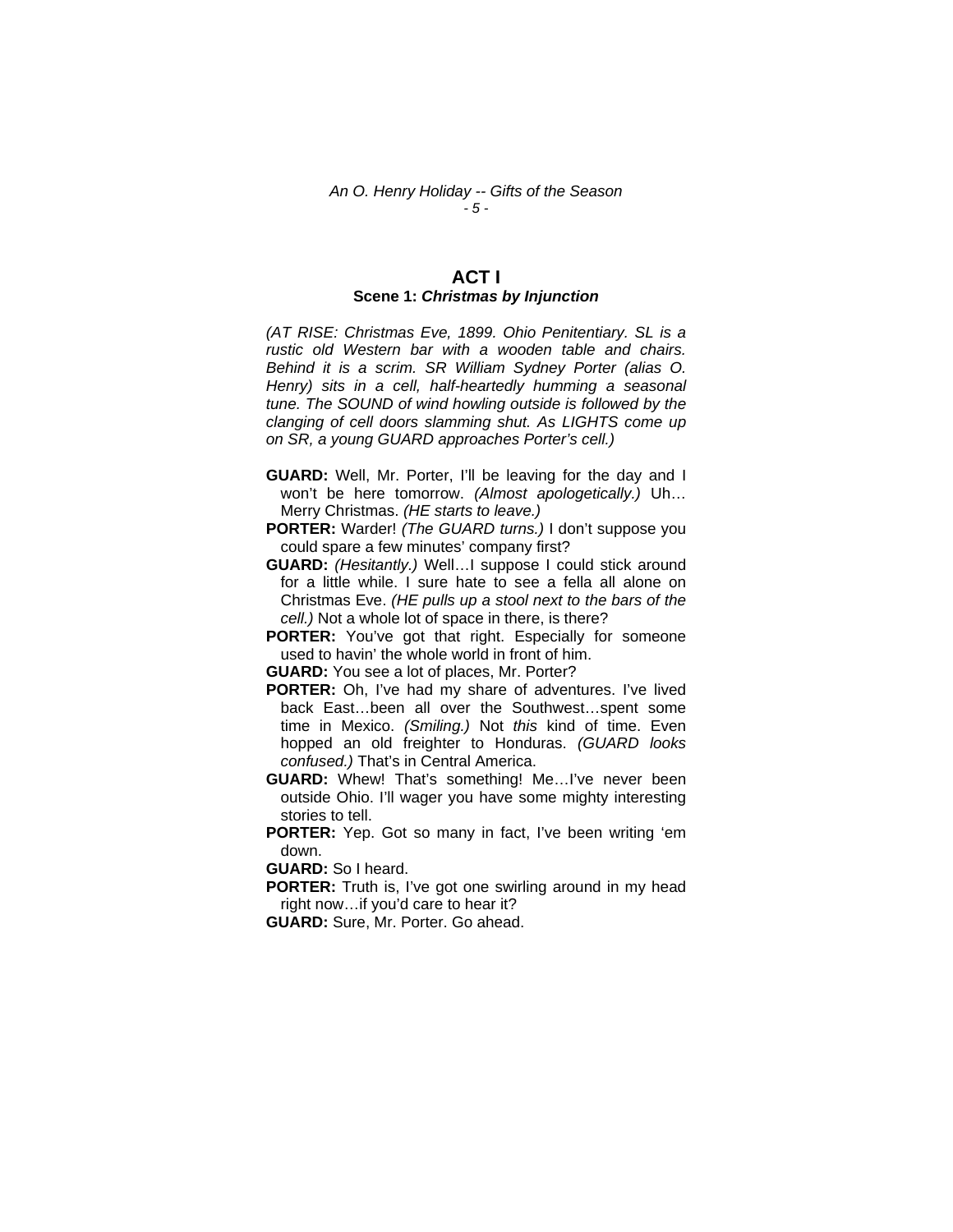# ACT I

## Scene 1: *Christmas by Injunction*

*(AT RISE: Christmas Eve, 1899. Ohio Penitentiary. SL is a rustic old Western bar with a wooden table and chairs. Behind it is a scrim. SR William Sydney Porter (alias O. Henry) sits in a cell, half-heartedly humming a seasonal tune. The SOUND of wind howling outside is followed by the clanging of cell doors slamming shut. As LIGHTS come up on SR, a young GUARD approaches Porter's cell.)*

**GUARD:** Well, Mr. Porter, I'll be leaving for the day and I won't be here tomorrow. *(Almost apologetically.)* Uh… Merry Christmas. *(HE starts to leave.)*

**PORTER:** Warder! *(The GUARD turns.)* I don't suppose you could spare a few minutes' company first?

**GUARD:** *(Hesitantly.)* Well…I suppose I could stick around for a little while. I sure hate to see a fella all alone on Christmas Eve. *(HE pulls up a stool next to the bars of the cell.)* Not a whole lot of space in there, is there?

**PORTER:** You've got that right. Especially for someone used to havin' the whole world in front of him.

**GUARD:** You see a lot of places, Mr. Porter?

**PORTER:** Oh, I've had my share of adventures. I've lived back East…been all over the Southwest…spent some time in Mexico. *(Smiling.)* Not *this* kind of time. Even hopped an old freighter to Honduras. *(GUARD looks confused.)* That's in Central America.

**GUARD:** Whew! That's something! Me…I've never been outside Ohio. I'll wager you have some mighty interesting stories to tell.

**PORTER:** Yep. Got so many in fact, I've been writing 'em down.

**GUARD:** So I heard.

**PORTER:** Truth is, I've got one swirling around in my head right now…if you'd care to hear it?

**GUARD:** Sure, Mr. Porter. Go ahead.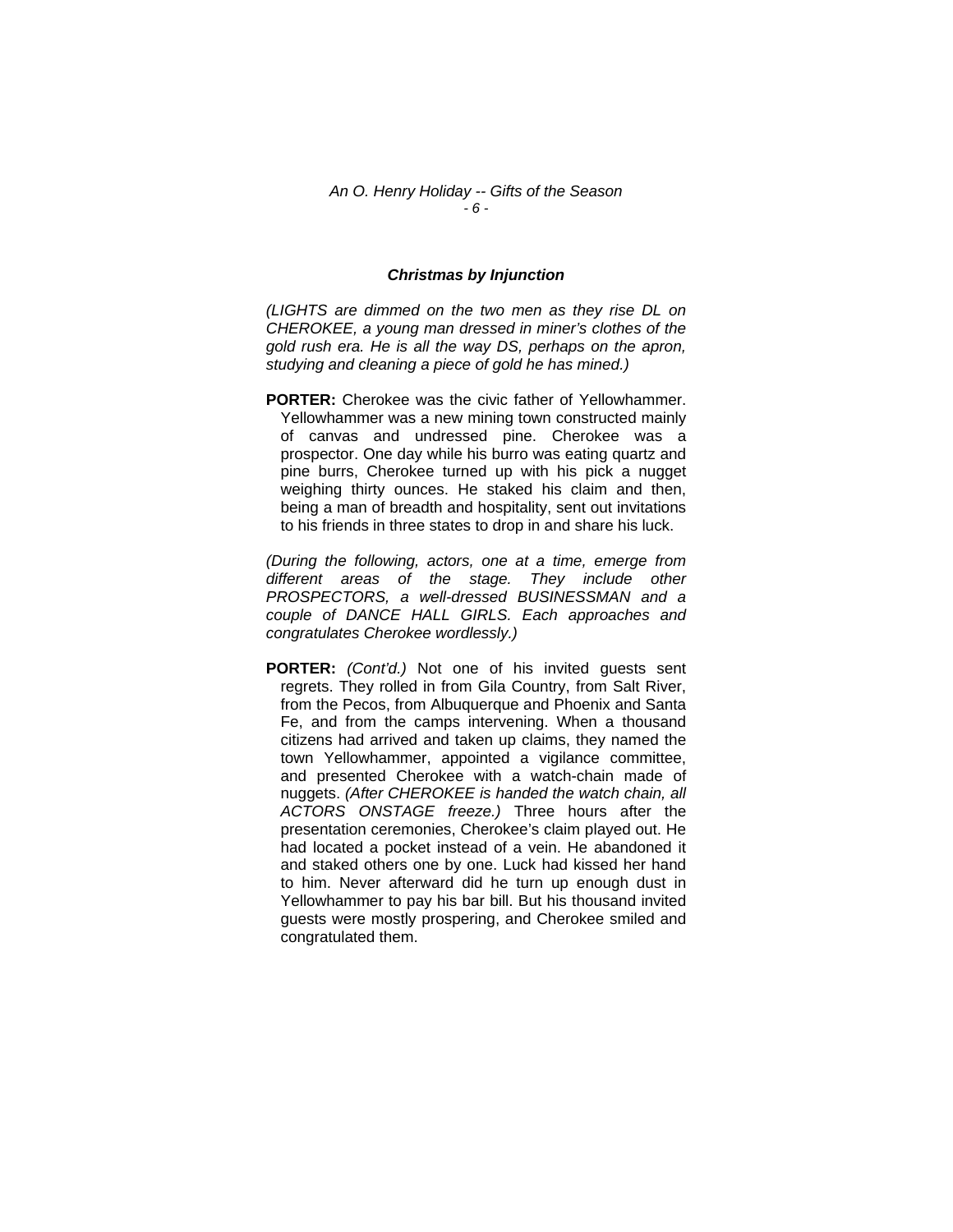### *Christmas by Injunction*

*(LIGHTS are dimmed on the two men as they rise DL on CHEROKEE, a young man dressed in miner's clothes of the gold rush era. He is all the way DS, perhaps on the apron, studying and cleaning a piece of gold he has mined.)*

**PORTER:** Cherokee was the civic father of Yellowhammer. Yellowhammer was a new mining town constructed mainly of canvas and undressed pine. Cherokee was a prospector. One day while his burro was eating quartz and pine burrs, Cherokee turned up with his pick a nugget weighing thirty ounces. He staked his claim and then, being a man of breadth and hospitality, sent out invitations to his friends in three states to drop in and share his luck.

*(During the following, actors, one at a time, emerge from different areas of the stage. They include other PROSPECTORS, a well-dressed BUSINESSMAN and a couple of DANCE HALL GIRLS. Each approaches and congratulates Cherokee wordlessly.)*

**PORTER:** *(Cont'd.)* Not one of his invited guests sent regrets. They rolled in from Gila Country, from Salt River, from the Pecos, from Albuquerque and Phoenix and Santa Fe, and from the camps intervening. When a thousand citizens had arrived and taken up claims, they named the town Yellowhammer, appointed a vigilance committee, and presented Cherokee with a watch-chain made of nuggets. *(After CHEROKEE is handed the watch chain, all ACTORS ONSTAGE freeze.)* Three hours after the presentation ceremonies, Cherokee's claim played out. He had located a pocket instead of a vein. He abandoned it and staked others one by one. Luck had kissed her hand to him. Never afterward did he turn up enough dust in Yellowhammer to pay his bar bill. But his thousand invited guests were mostly prospering, and Cherokee smiled and congratulated them.